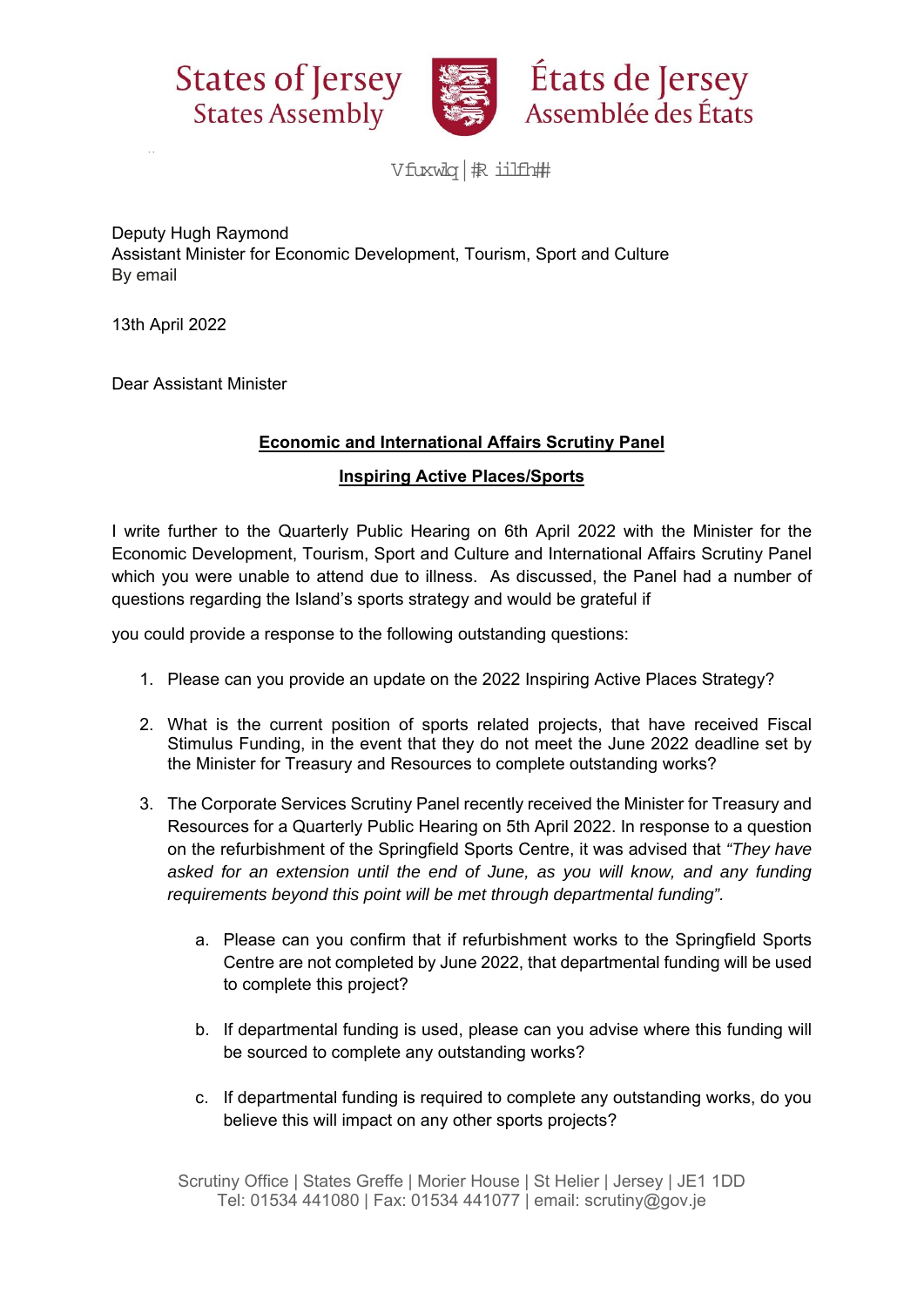States of Jersey
States Assembly

États de Jersey
Assemblée des États

Deputy Hugh Raymond
Assistant Minister for Economic Development, Tourism, Sport and Culture
By email

13th April 2022

Dear Assistant Minister

**Economic and International Affairs Scrutiny Panel**

**Inspiring Active Places/Sports**

I write further to the Quarterly Public Hearing on 6th April 2022 with the Minister for the Economic Development, Tourism, Sport and Culture and International Affairs Scrutiny Panel which you were unable to attend due to illness. As discussed, the Panel had a number of questions regarding the Island's sports strategy and would be grateful if

you could provide a response to the following outstanding questions:

1. Please can you provide an update on the 2022 Inspiring Active Places Strategy?

2. What is the current position of sports related projects, that have received Fiscal Stimulus Funding, in the event that they do not meet the June 2022 deadline set by the Minister for Treasury and Resources to complete outstanding works?

3. The Corporate Services Scrutiny Panel recently received the Minister for Treasury and Resources for a Quarterly Public Hearing on 5th April 2022. In response to a question on the refurbishment of the Springfield Sports Centre, it was advised that *"They have asked for an extension until the end of June, as you will know, and any funding requirements beyond this point will be met through departmental funding".*

    a. Please can you confirm that if refurbishment works to the Springfield Sports Centre are not completed by June 2022, that departmental funding will be used to complete this project?

    b. If departmental funding is used, please can you advise where this funding will be sourced to complete any outstanding works?

    c. If departmental funding is required to complete any outstanding works, do you believe this will impact on any other sports projects?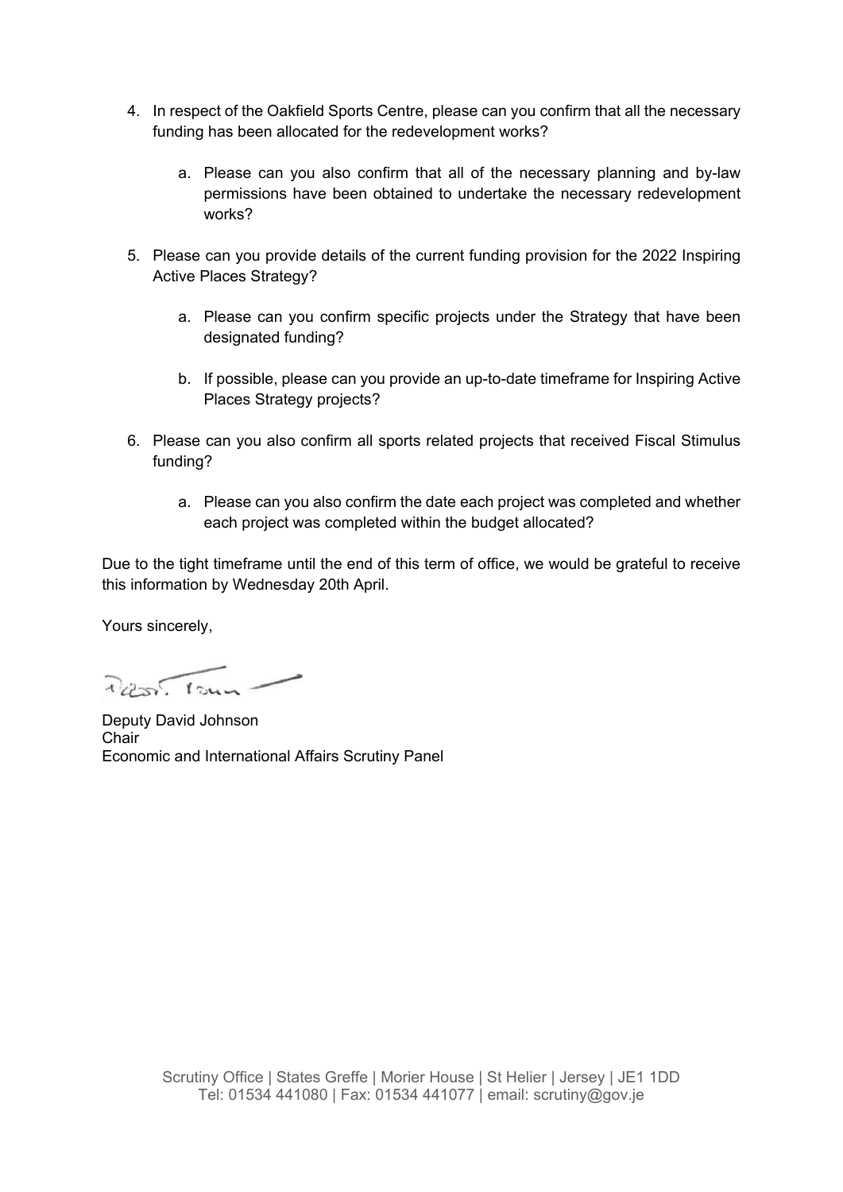4. In respect of the Oakfield Sports Centre, please can you confirm that all the necessary funding has been allocated for the redevelopment works?

    a. Please can you also confirm that all of the necessary planning and by-law permissions have been obtained to undertake the necessary redevelopment works?

5. Please can you provide details of the current funding provision for the 2022 Inspiring Active Places Strategy?

    a. Please can you confirm specific projects under the Strategy that have been designated funding?

    b. If possible, please can you provide an up-to-date timeframe for Inspiring Active Places Strategy projects?

6. Please can you also confirm all sports related projects that received Fiscal Stimulus funding?

    a. Please can you also confirm the date each project was completed and whether each project was completed within the budget allocated?

Due to the tight timeframe until the end of this term of office, we would be grateful to receive this information by Wednesday 20th April.

Yours sincerely,

Deputy David Johnson
Chair
Economic and International Affairs Scrutiny Panel

Scrutiny Office | States Greffe | Morier House | St Helier | Jersey | JE1 1DD
Tel: 01534 441080 | Fax: 01534 441077 | email: scrutiny@gov.je